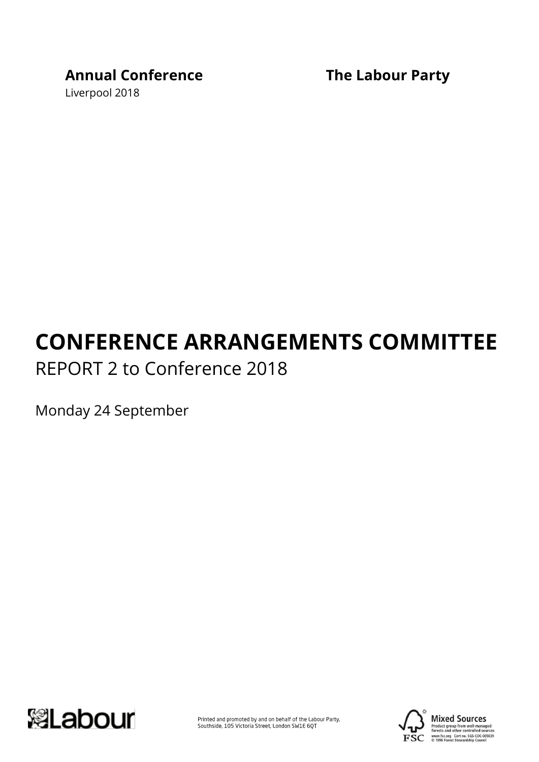**Annual Conference**
Liverpool 2018

**The Labour Party**

# CONFERENCE ARRANGEMENTS COMMITTEE

REPORT 2 to Conference 2018

Monday 24 September

Printed and promoted by and on behalf of the Labour Party, Southside, 105 Victoria Street, London SW1E 6QT

**Mixed Sources**
Product group from well-managed forests and other controlled sources
www.fsc.org Cert no. SGS-COC-005039
© 1996 Forest Stewardship Council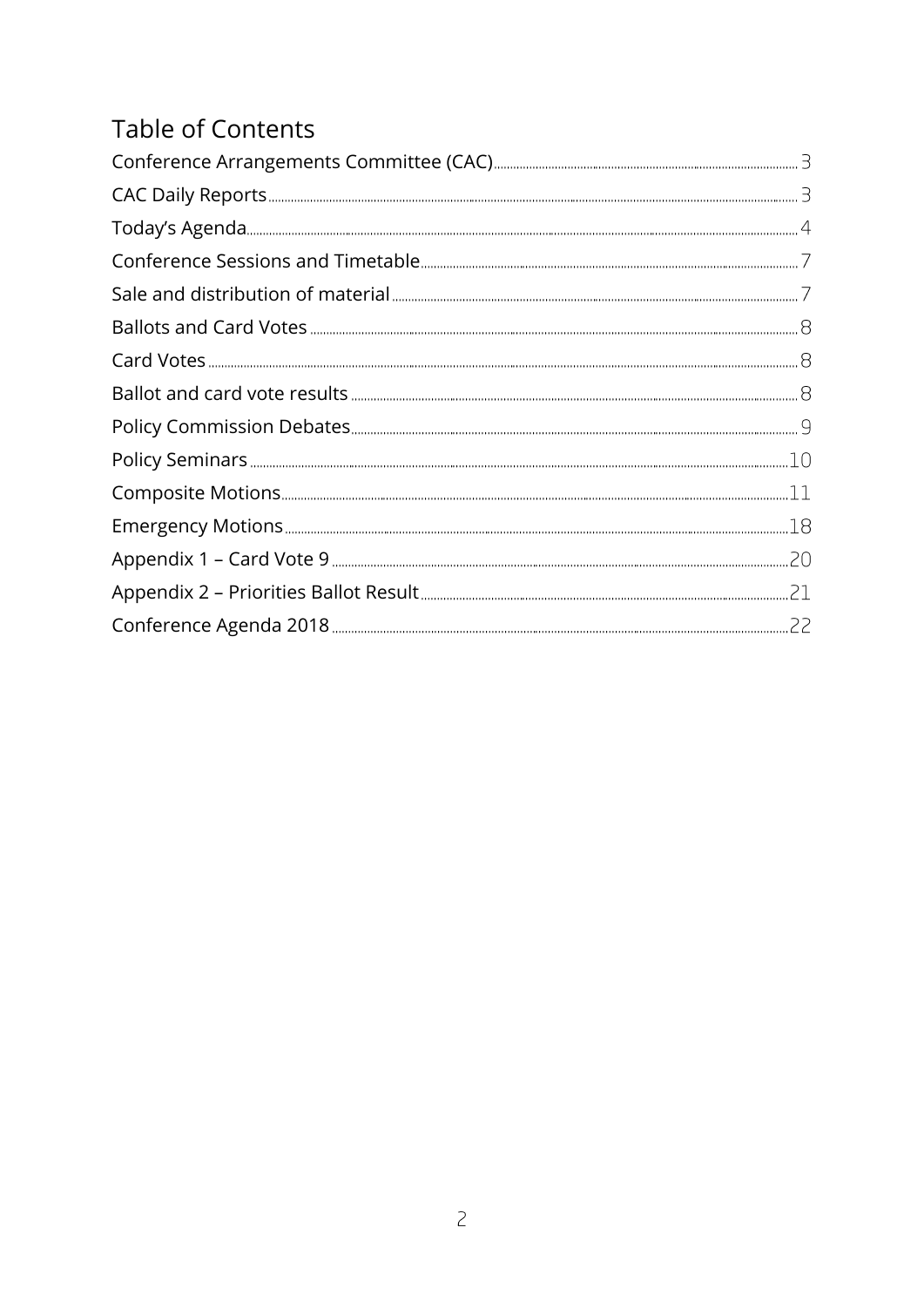# Table of Contents

| | |
|---|---|
| Conference Arrangements Committee (CAC) | 3 |
| CAC Daily Reports | 3 |
| Today's Agenda | 4 |
| Conference Sessions and Timetable | 7 |
| Sale and distribution of material | 7 |
| Ballots and Card Votes | 8 |
| Card Votes | 8 |
| Ballot and card vote results | 8 |
| Policy Commission Debates | 9 |
| Policy Seminars | 10 |
| Composite Motions | 11 |
| Emergency Motions | 18 |
| Appendix 1 – Card Vote 9 | 20 |
| Appendix 2 – Priorities Ballot Result | 21 |
| Conference Agenda 2018 | 22 |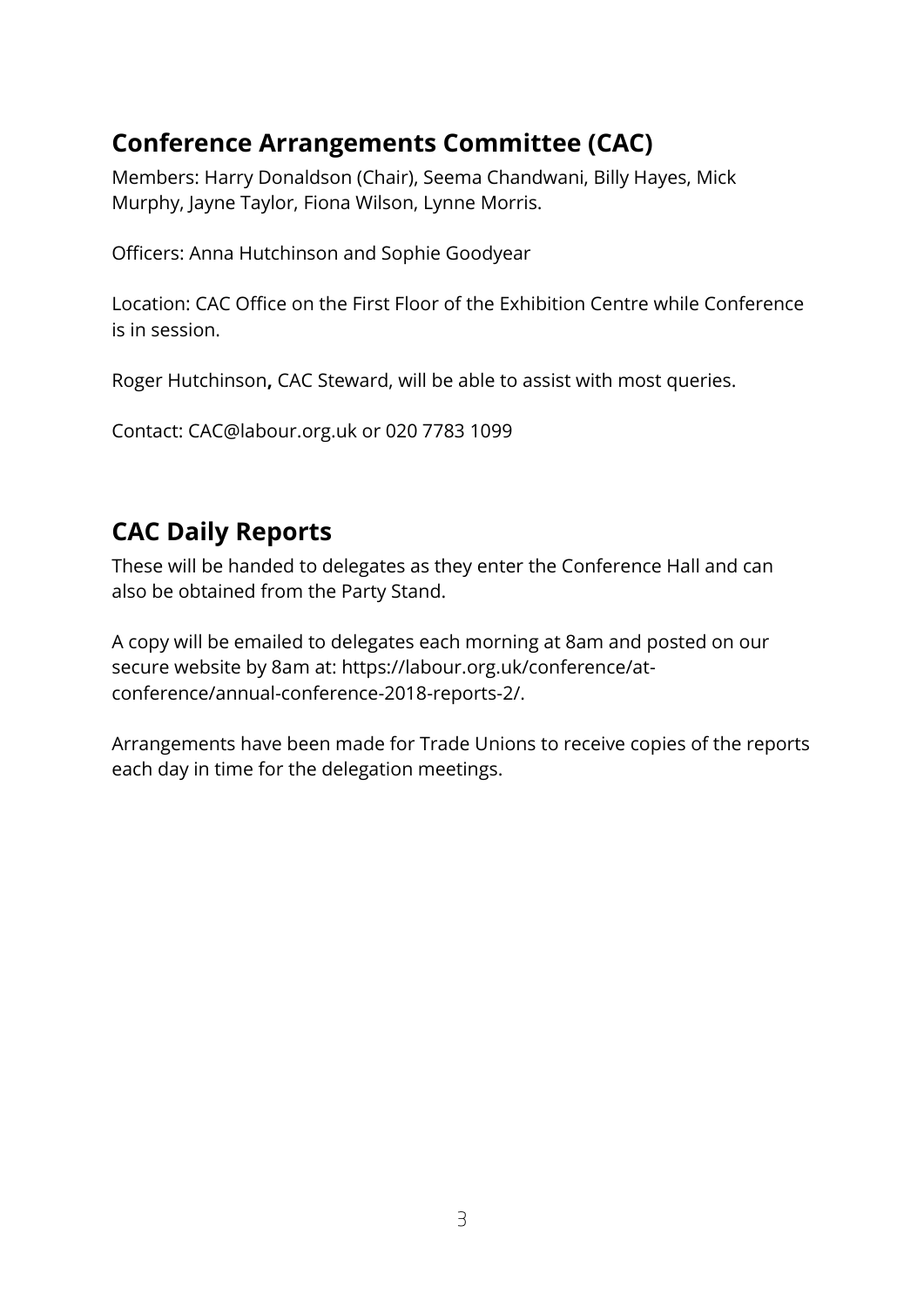## Conference Arrangements Committee (CAC)

Members: Harry Donaldson (Chair), Seema Chandwani, Billy Hayes, Mick Murphy, Jayne Taylor, Fiona Wilson, Lynne Morris.

Officers: Anna Hutchinson and Sophie Goodyear

Location: CAC Office on the First Floor of the Exhibition Centre while Conference is in session.

Roger Hutchinson**,** CAC Steward, will be able to assist with most queries.

Contact: CAC@labour.org.uk or 020 7783 1099

## CAC Daily Reports

These will be handed to delegates as they enter the Conference Hall and can also be obtained from the Party Stand.

A copy will be emailed to delegates each morning at 8am and posted on our secure website by 8am at: https://labour.org.uk/conference/at-conference/annual-conference-2018-reports-2/.

Arrangements have been made for Trade Unions to receive copies of the reports each day in time for the delegation meetings.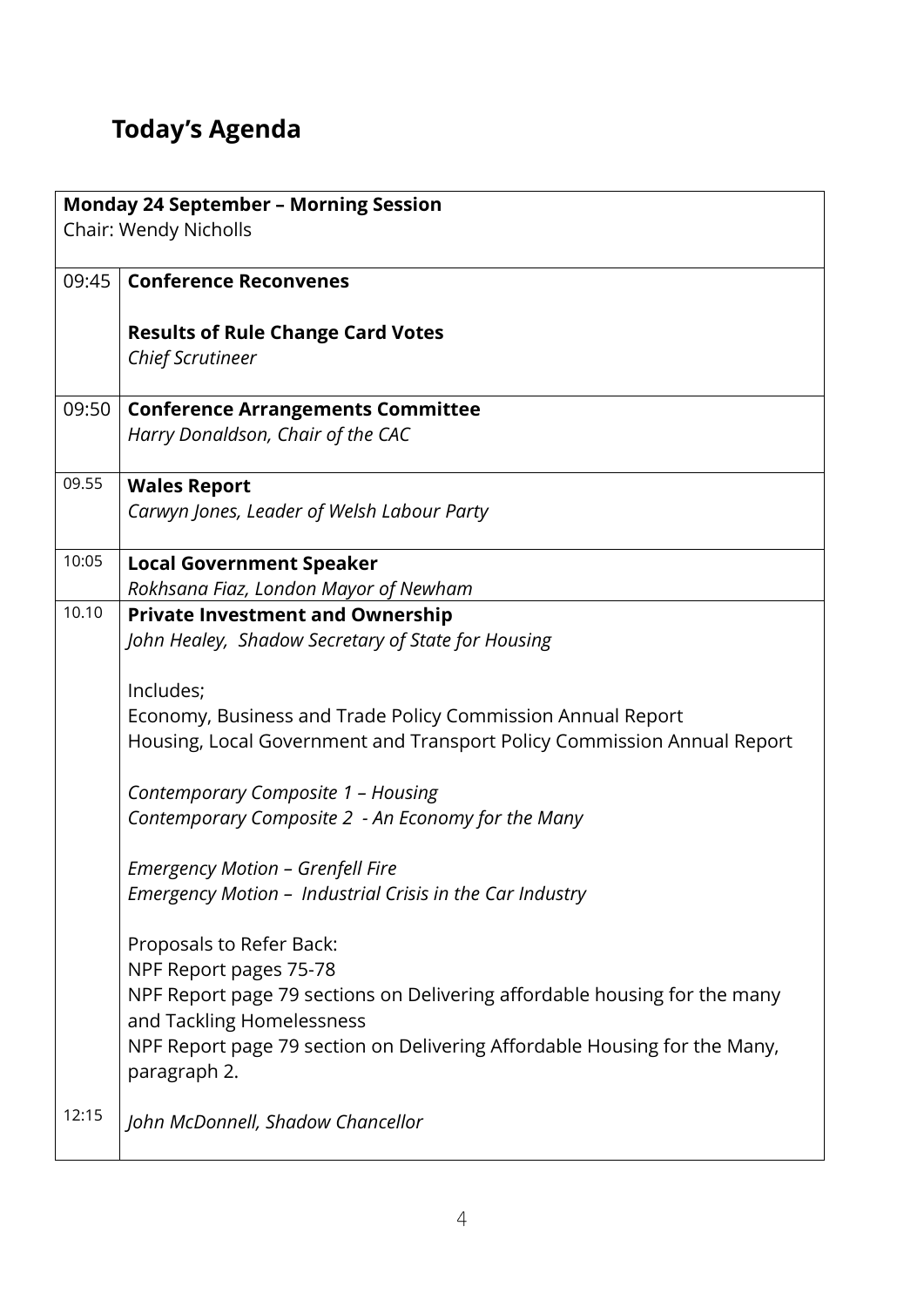## Today's Agenda

| **Monday 24 September – Morning Session**<br>Chair: Wendy Nicholls | |
|---|---|
| 09:45 | **Conference Reconvenes**<br><br>**Results of Rule Change Card Votes**<br>*Chief Scrutineer* |
| 09:50 | **Conference Arrangements Committee**<br>*Harry Donaldson, Chair of the CAC* |
| 09.55 | **Wales Report**<br>*Carwyn Jones, Leader of Welsh Labour Party* |
| 10:05 | **Local Government Speaker**<br>*Rokhsana Fiaz, London Mayor of Newham* |
| 10.10<br><br><br><br><br><br><br><br><br><br><br><br><br><br><br><br><br>12:15 | **Private Investment and Ownership**<br>*John Healey, Shadow Secretary of State for Housing*<br><br>Includes;<br>Economy, Business and Trade Policy Commission Annual Report<br>Housing, Local Government and Transport Policy Commission Annual Report<br><br>*Contemporary Composite 1 – Housing*<br>*Contemporary Composite 2 - An Economy for the Many*<br><br>*Emergency Motion – Grenfell Fire*<br>*Emergency Motion – Industrial Crisis in the Car Industry*<br><br>Proposals to Refer Back:<br>NPF Report pages 75-78<br>NPF Report page 79 sections on Delivering affordable housing for the many and Tackling Homelessness<br>NPF Report page 79 section on Delivering Affordable Housing for the Many, paragraph 2.<br><br>*John McDonnell, Shadow Chancellor* |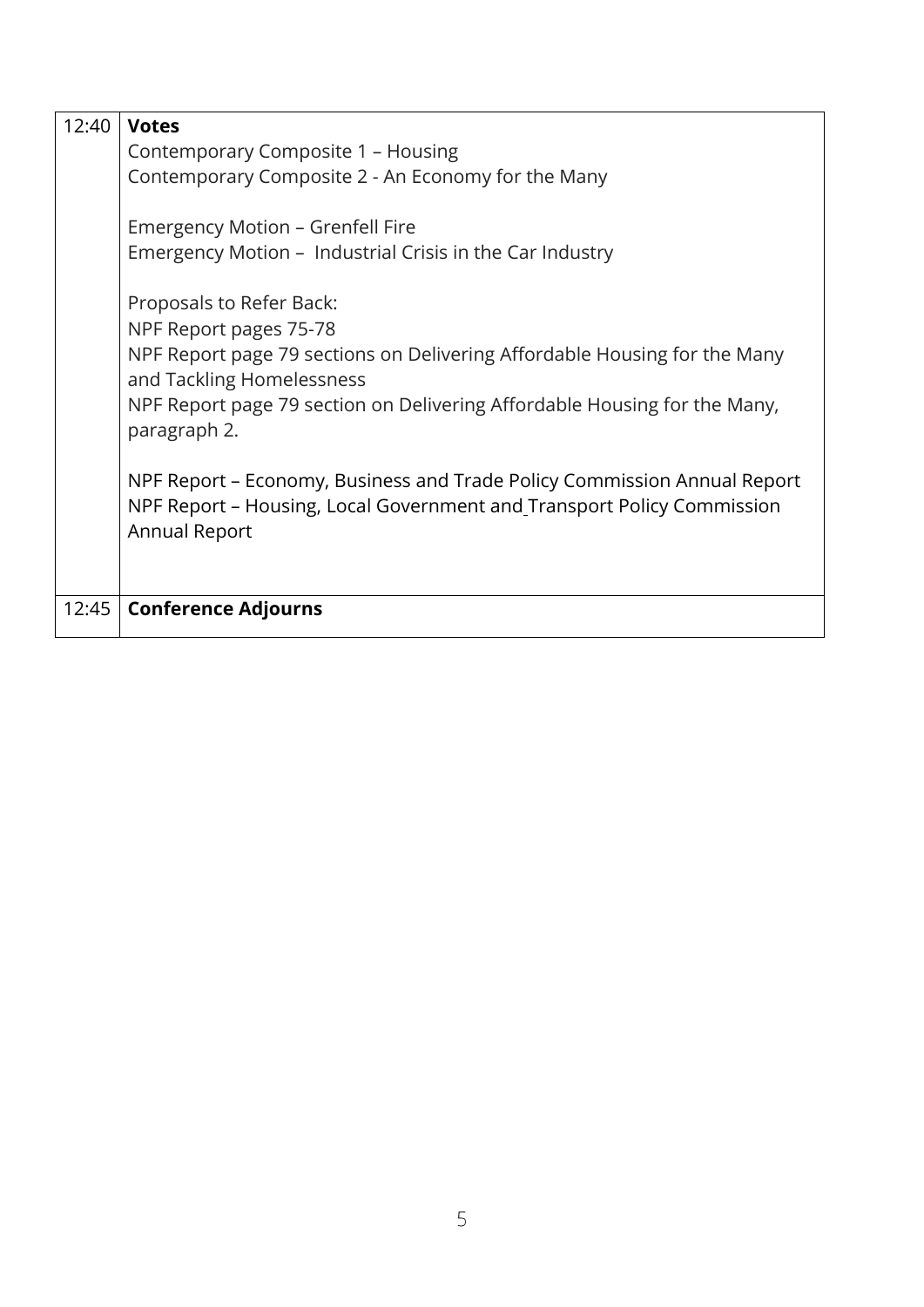| | |
|---|---|
| 12:40 | **Votes**<br>Contemporary Composite 1 – Housing<br>Contemporary Composite 2 - An Economy for the Many<br><br>Emergency Motion – Grenfell Fire<br>Emergency Motion – Industrial Crisis in the Car Industry<br><br>Proposals to Refer Back:<br>NPF Report pages 75-78<br>NPF Report page 79 sections on Delivering Affordable Housing for the Many and Tackling Homelessness<br>NPF Report page 79 section on Delivering Affordable Housing for the Many, paragraph 2.<br><br>NPF Report – Economy, Business and Trade Policy Commission Annual Report<br>NPF Report – Housing, Local Government and Transport Policy Commission Annual Report |
| 12:45 | **Conference Adjourns** |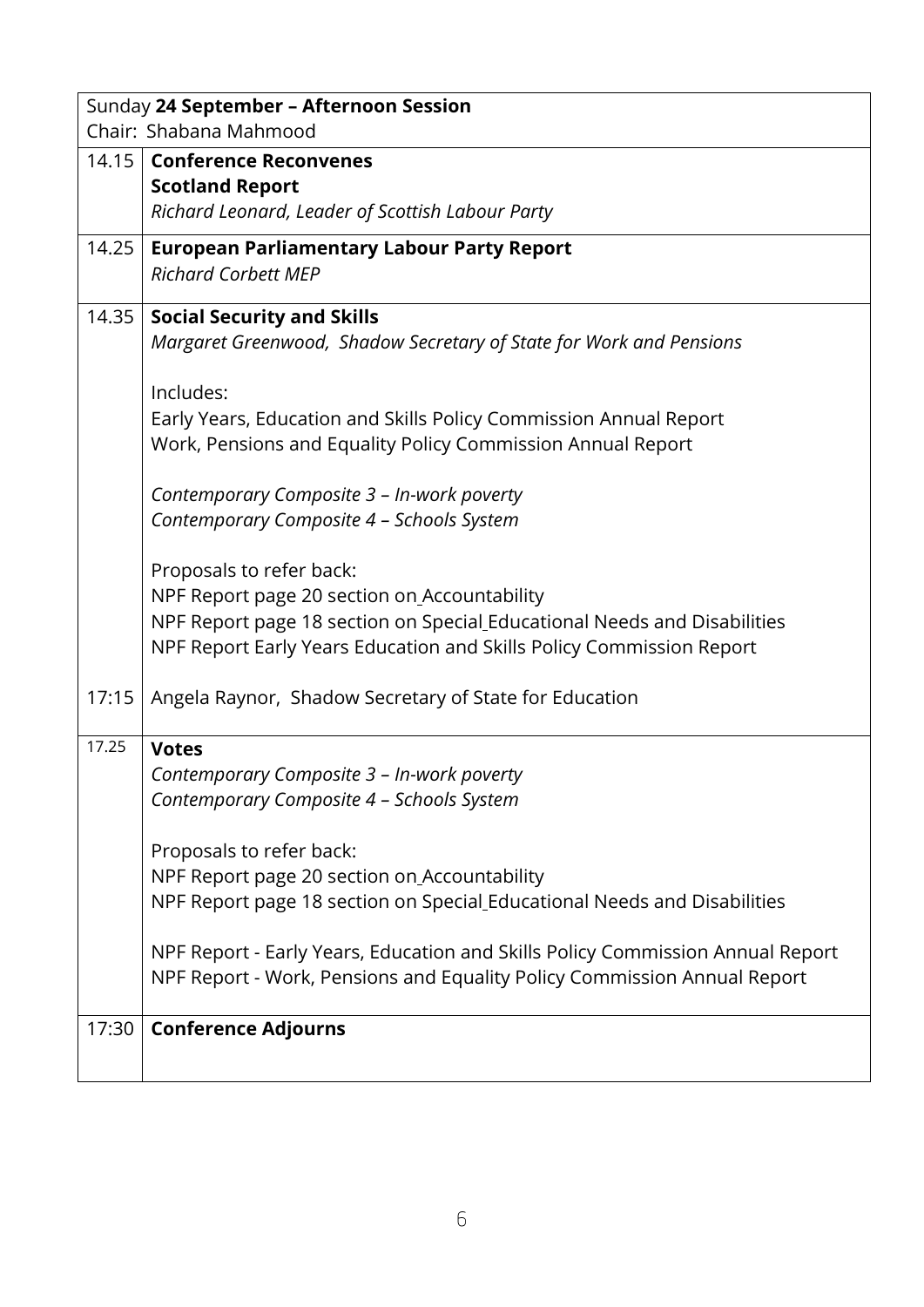| Sunday **24 September – Afternoon Session**<br>Chair: Shabana Mahmood | |
|---|---|
| 14.15 | **Conference Reconvenes**<br>**Scotland Report**<br>*Richard Leonard, Leader of Scottish Labour Party* |
| 14.25 | **European Parliamentary Labour Party Report**<br>*Richard Corbett MEP* |
| 14.35 | **Social Security and Skills**<br>*Margaret Greenwood, Shadow Secretary of State for Work and Pensions*<br><br>Includes:<br>Early Years, Education and Skills Policy Commission Annual Report<br>Work, Pensions and Equality Policy Commission Annual Report<br><br>*Contemporary Composite 3 – In-work poverty*<br>*Contemporary Composite 4 – Schools System*<br><br>Proposals to refer back:<br>NPF Report page 20 section on Accountability<br>NPF Report page 18 section on Special Educational Needs and Disabilities<br>NPF Report Early Years Education and Skills Policy Commission Report |
| 17:15 | Angela Raynor, Shadow Secretary of State for Education |
| 17.25 | **Votes**<br>*Contemporary Composite 3 – In-work poverty*<br>*Contemporary Composite 4 – Schools System*<br><br>Proposals to refer back:<br>NPF Report page 20 section on Accountability<br>NPF Report page 18 section on Special Educational Needs and Disabilities<br><br>NPF Report - Early Years, Education and Skills Policy Commission Annual Report<br>NPF Report - Work, Pensions and Equality Policy Commission Annual Report |
| 17:30 | **Conference Adjourns** |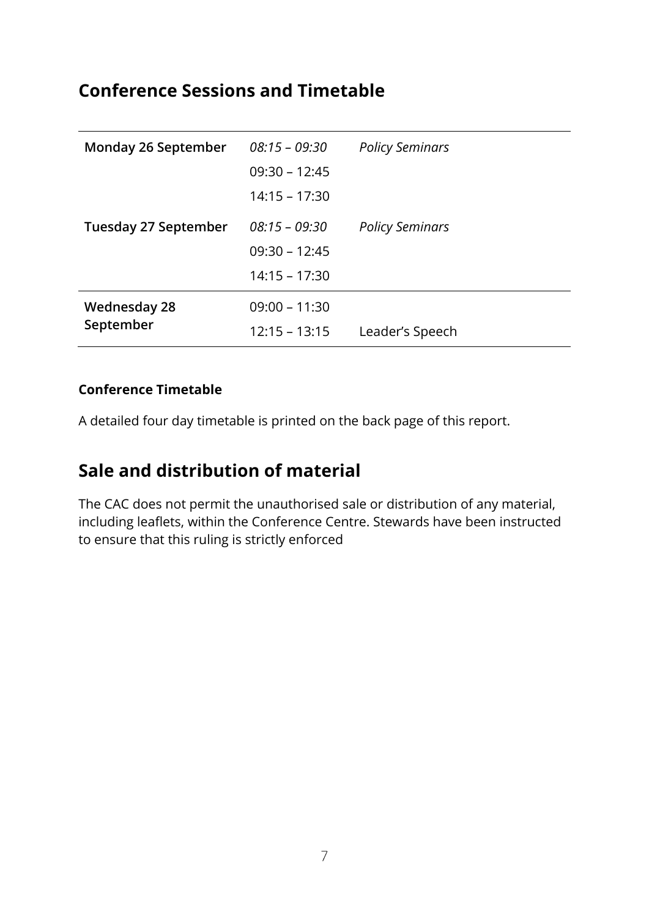## Conference Sessions and Timetable

| | | |
|---|---|---|
| **Monday 26 September** | *08:15 – 09:30* | *Policy Seminars* |
| | 09:30 – 12:45 | |
| | 14:15 – 17:30 | |
| **Tuesday 27 September** | *08:15 – 09:30* | *Policy Seminars* |
| | 09:30 – 12:45 | |
| | 14:15 – 17:30 | |
| **Wednesday 28 September** | 09:00 – 11:30 | |
| | 12:15 – 13:15 | Leader's Speech |

### Conference Timetable

A detailed four day timetable is printed on the back page of this report.

## Sale and distribution of material

The CAC does not permit the unauthorised sale or distribution of any material, including leaflets, within the Conference Centre. Stewards have been instructed to ensure that this ruling is strictly enforced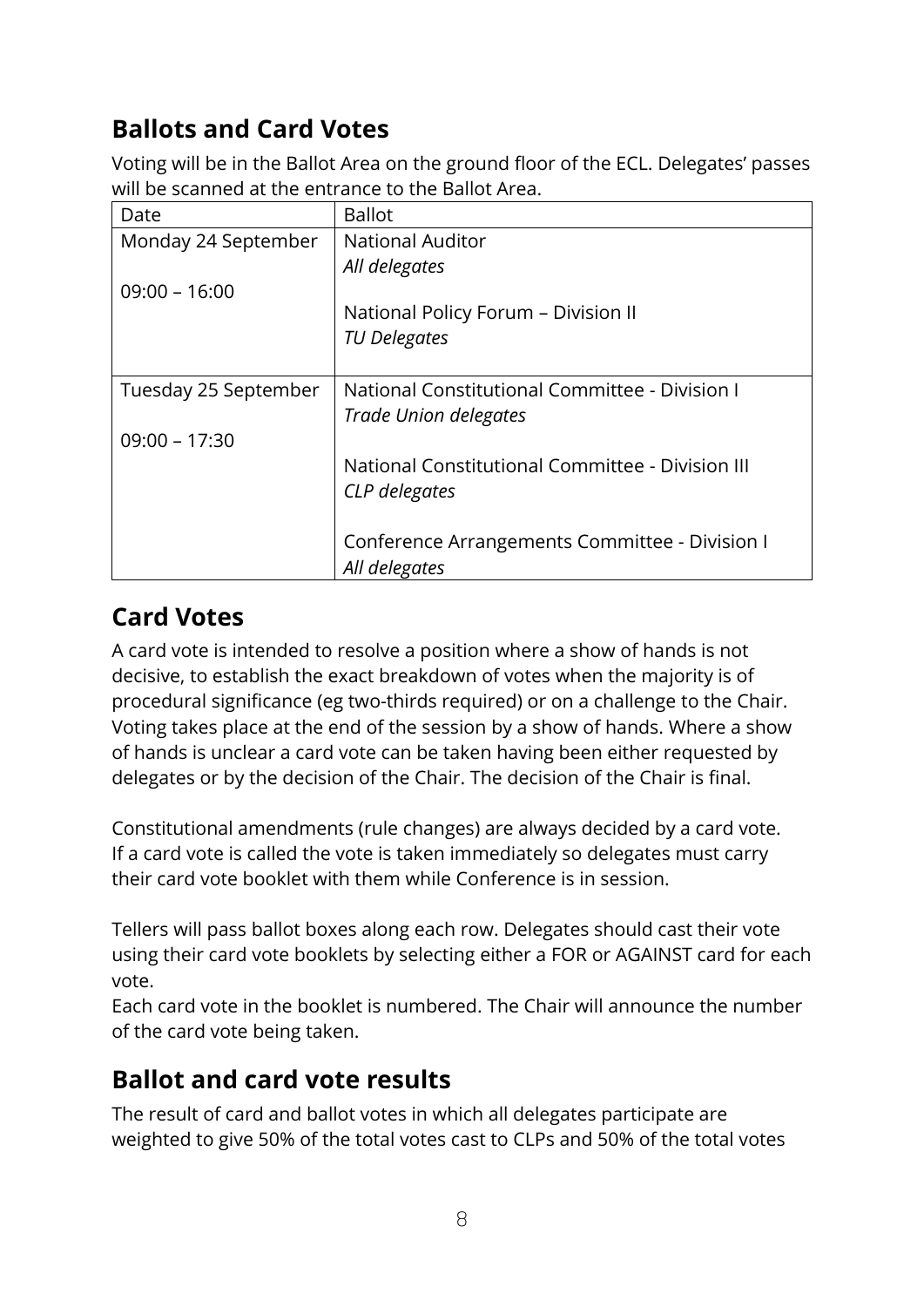## Ballots and Card Votes

Voting will be in the Ballot Area on the ground floor of the ECL. Delegates' passes will be scanned at the entrance to the Ballot Area.

| Date | Ballot |
|---|---|
| Monday 24 September<br><br>09:00 – 16:00 | National Auditor<br>*All delegates*<br><br>National Policy Forum – Division II<br>*TU Delegates* |
| Tuesday 25 September<br><br>09:00 – 17:30 | National Constitutional Committee - Division I<br>*Trade Union delegates*<br><br>National Constitutional Committee - Division III<br>*CLP delegates*<br><br>Conference Arrangements Committee - Division I<br>*All delegates* |

## Card Votes

A card vote is intended to resolve a position where a show of hands is not decisive, to establish the exact breakdown of votes when the majority is of procedural significance (eg two-thirds required) or on a challenge to the Chair. Voting takes place at the end of the session by a show of hands. Where a show of hands is unclear a card vote can be taken having been either requested by delegates or by the decision of the Chair. The decision of the Chair is final.

Constitutional amendments (rule changes) are always decided by a card vote. If a card vote is called the vote is taken immediately so delegates must carry their card vote booklet with them while Conference is in session.

Tellers will pass ballot boxes along each row. Delegates should cast their vote using their card vote booklets by selecting either a FOR or AGAINST card for each vote.

Each card vote in the booklet is numbered. The Chair will announce the number of the card vote being taken.

## Ballot and card vote results

The result of card and ballot votes in which all delegates participate are weighted to give 50% of the total votes cast to CLPs and 50% of the total votes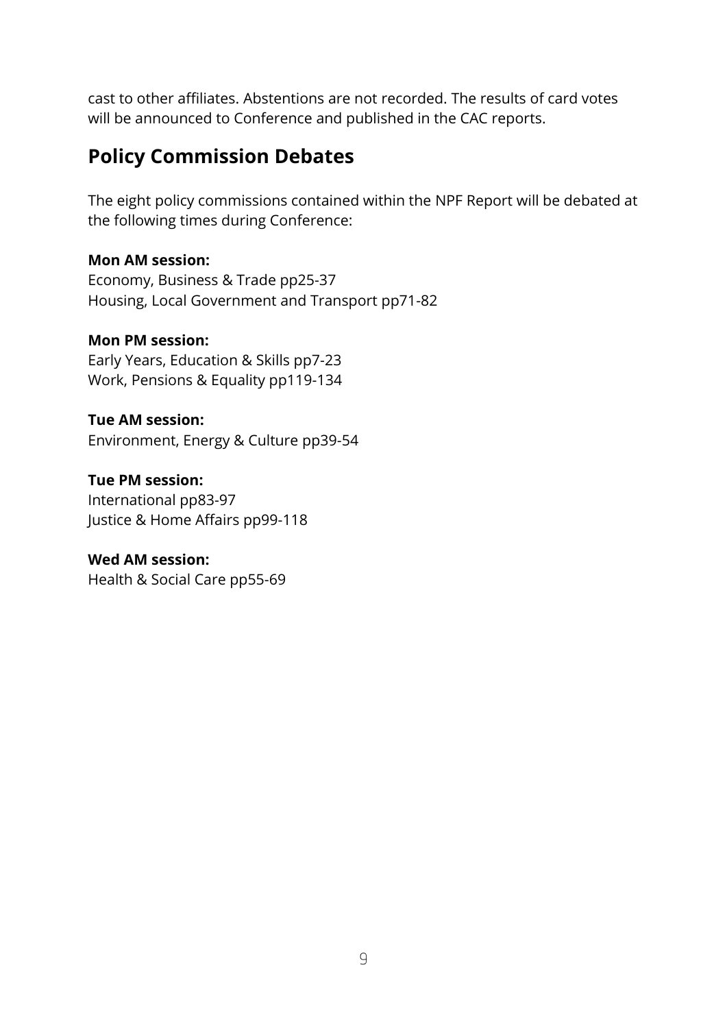cast to other affiliates. Abstentions are not recorded. The results of card votes will be announced to Conference and published in the CAC reports.

## Policy Commission Debates

The eight policy commissions contained within the NPF Report will be debated at the following times during Conference:

**Mon AM session:**
Economy, Business & Trade pp25-37
Housing, Local Government and Transport pp71-82

**Mon PM session:**
Early Years, Education & Skills pp7-23
Work, Pensions & Equality pp119-134

**Tue AM session:**
Environment, Energy & Culture pp39-54

**Tue PM session:**
International pp83-97
Justice & Home Affairs pp99-118

**Wed AM session:**
Health & Social Care pp55-69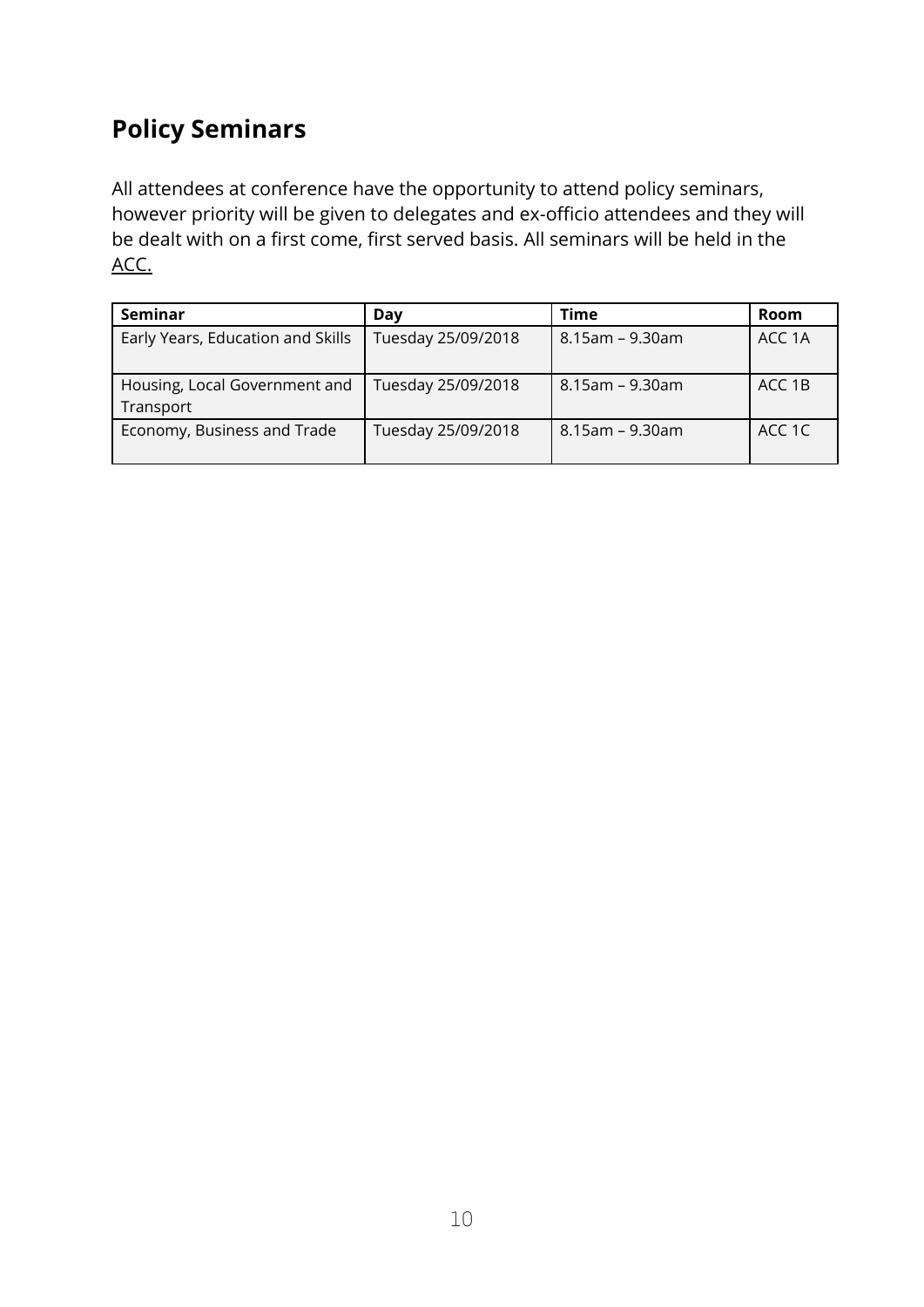## Policy Seminars

All attendees at conference have the opportunity to attend policy seminars, however priority will be given to delegates and ex-officio attendees and they will be dealt with on a first come, first served basis. All seminars will be held in the ACC.

| Seminar | Day | Time | Room |
| --- | --- | --- | --- |
| Early Years, Education and Skills | Tuesday 25/09/2018 | 8.15am – 9.30am | ACC 1A |
| Housing, Local Government and Transport | Tuesday 25/09/2018 | 8.15am – 9.30am | ACC 1B |
| Economy, Business and Trade | Tuesday 25/09/2018 | 8.15am – 9.30am | ACC 1C |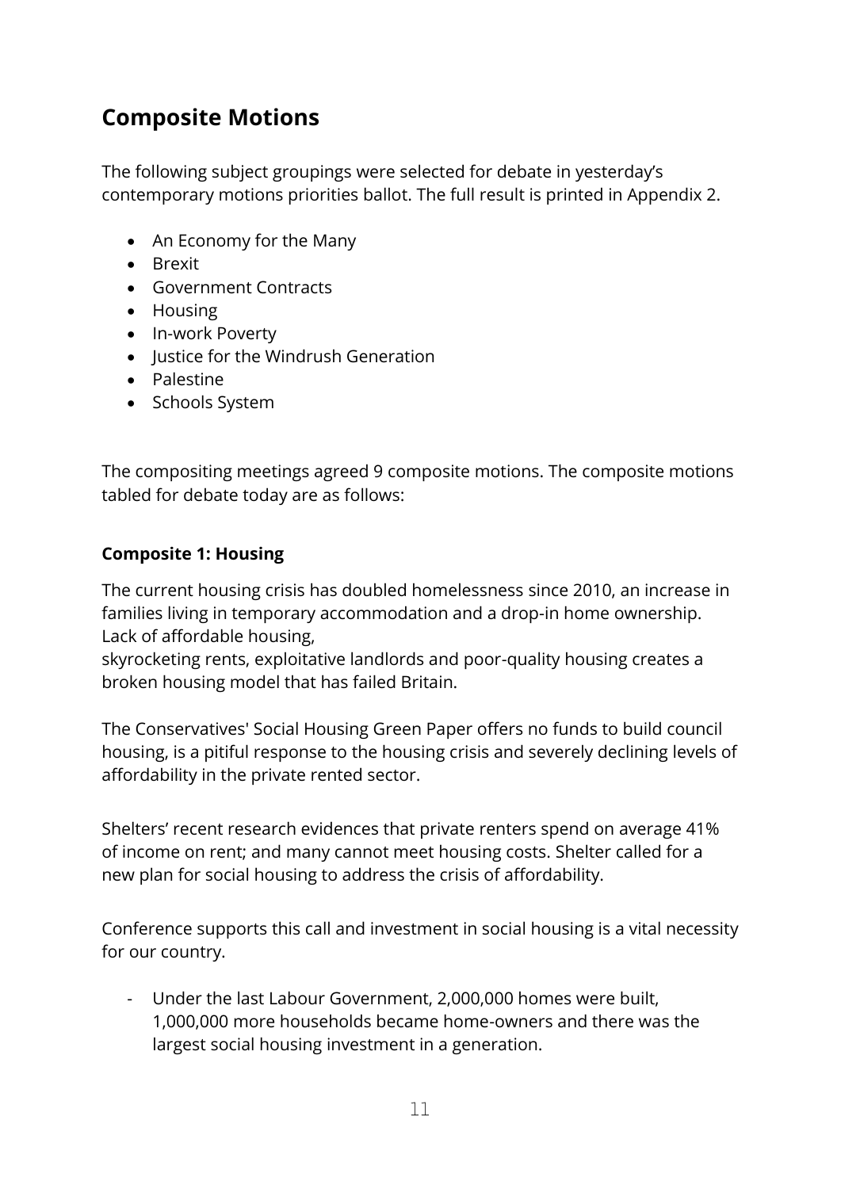## Composite Motions

The following subject groupings were selected for debate in yesterday's contemporary motions priorities ballot. The full result is printed in Appendix 2.

- An Economy for the Many
- Brexit
- Government Contracts
- Housing
- In-work Poverty
- Justice for the Windrush Generation
- Palestine
- Schools System

The compositing meetings agreed 9 composite motions. The composite motions tabled for debate today are as follows:

**Composite 1: Housing**

The current housing crisis has doubled homelessness since 2010, an increase in families living in temporary accommodation and a drop-in home ownership. Lack of affordable housing,
skyrocketing rents, exploitative landlords and poor-quality housing creates a broken housing model that has failed Britain.

The Conservatives' Social Housing Green Paper offers no funds to build council housing, is a pitiful response to the housing crisis and severely declining levels of affordability in the private rented sector.

Shelters' recent research evidences that private renters spend on average 41% of income on rent; and many cannot meet housing costs. Shelter called for a new plan for social housing to address the crisis of affordability.

Conference supports this call and investment in social housing is a vital necessity for our country.

- Under the last Labour Government, 2,000,000 homes were built, 1,000,000 more households became home-owners and there was the largest social housing investment in a generation.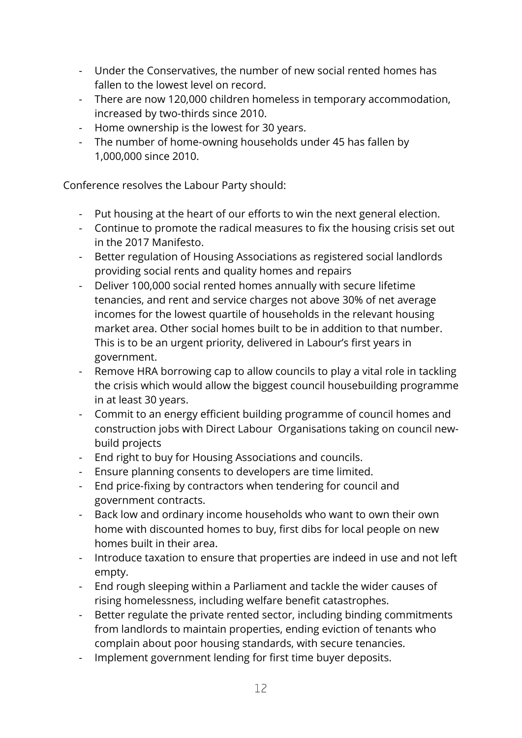- Under the Conservatives, the number of new social rented homes has fallen to the lowest level on record.
- There are now 120,000 children homeless in temporary accommodation, increased by two-thirds since 2010.
- Home ownership is the lowest for 30 years.
- The number of home-owning households under 45 has fallen by 1,000,000 since 2010.

Conference resolves the Labour Party should:

- Put housing at the heart of our efforts to win the next general election.
- Continue to promote the radical measures to fix the housing crisis set out in the 2017 Manifesto.
- Better regulation of Housing Associations as registered social landlords providing social rents and quality homes and repairs
- Deliver 100,000 social rented homes annually with secure lifetime tenancies, and rent and service charges not above 30% of net average incomes for the lowest quartile of households in the relevant housing market area. Other social homes built to be in addition to that number. This is to be an urgent priority, delivered in Labour's first years in government.
- Remove HRA borrowing cap to allow councils to play a vital role in tackling the crisis which would allow the biggest council housebuilding programme in at least 30 years.
- Commit to an energy efficient building programme of council homes and construction jobs with Direct Labour Organisations taking on council new-build projects
- End right to buy for Housing Associations and councils.
- Ensure planning consents to developers are time limited.
- End price-fixing by contractors when tendering for council and government contracts.
- Back low and ordinary income households who want to own their own home with discounted homes to buy, first dibs for local people on new homes built in their area.
- Introduce taxation to ensure that properties are indeed in use and not left empty.
- End rough sleeping within a Parliament and tackle the wider causes of rising homelessness, including welfare benefit catastrophes.
- Better regulate the private rented sector, including binding commitments from landlords to maintain properties, ending eviction of tenants who complain about poor housing standards, with secure tenancies.
- Implement government lending for first time buyer deposits.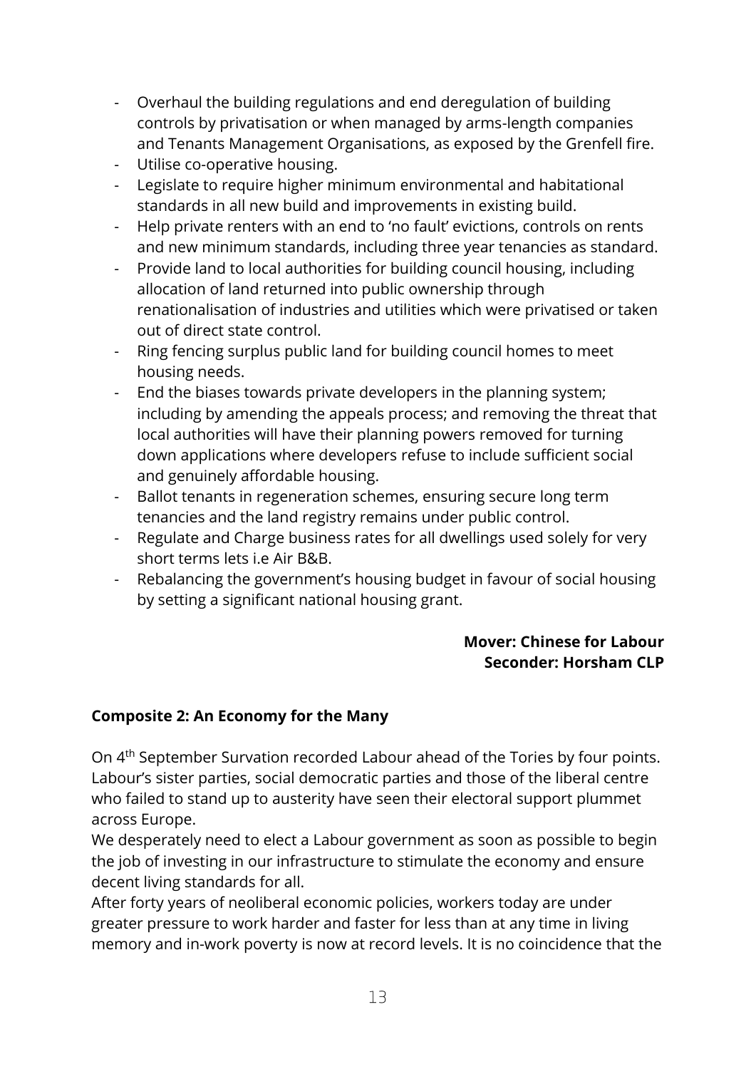- Overhaul the building regulations and end deregulation of building controls by privatisation or when managed by arms-length companies and Tenants Management Organisations, as exposed by the Grenfell fire.
- Utilise co-operative housing.
- Legislate to require higher minimum environmental and habitational standards in all new build and improvements in existing build.
- Help private renters with an end to 'no fault' evictions, controls on rents and new minimum standards, including three year tenancies as standard.
- Provide land to local authorities for building council housing, including allocation of land returned into public ownership through renationalisation of industries and utilities which were privatised or taken out of direct state control.
- Ring fencing surplus public land for building council homes to meet housing needs.
- End the biases towards private developers in the planning system; including by amending the appeals process; and removing the threat that local authorities will have their planning powers removed for turning down applications where developers refuse to include sufficient social and genuinely affordable housing.
- Ballot tenants in regeneration schemes, ensuring secure long term tenancies and the land registry remains under public control.
- Regulate and Charge business rates for all dwellings used solely for very short terms lets i.e Air B&B.
- Rebalancing the government's housing budget in favour of social housing by setting a significant national housing grant.

**Mover: Chinese for Labour**
**Seconder: Horsham CLP**

**Composite 2: An Economy for the Many**

On 4th September Survation recorded Labour ahead of the Tories by four points. Labour's sister parties, social democratic parties and those of the liberal centre who failed to stand up to austerity have seen their electoral support plummet across Europe.

We desperately need to elect a Labour government as soon as possible to begin the job of investing in our infrastructure to stimulate the economy and ensure decent living standards for all.

After forty years of neoliberal economic policies, workers today are under greater pressure to work harder and faster for less than at any time in living memory and in-work poverty is now at record levels. It is no coincidence that the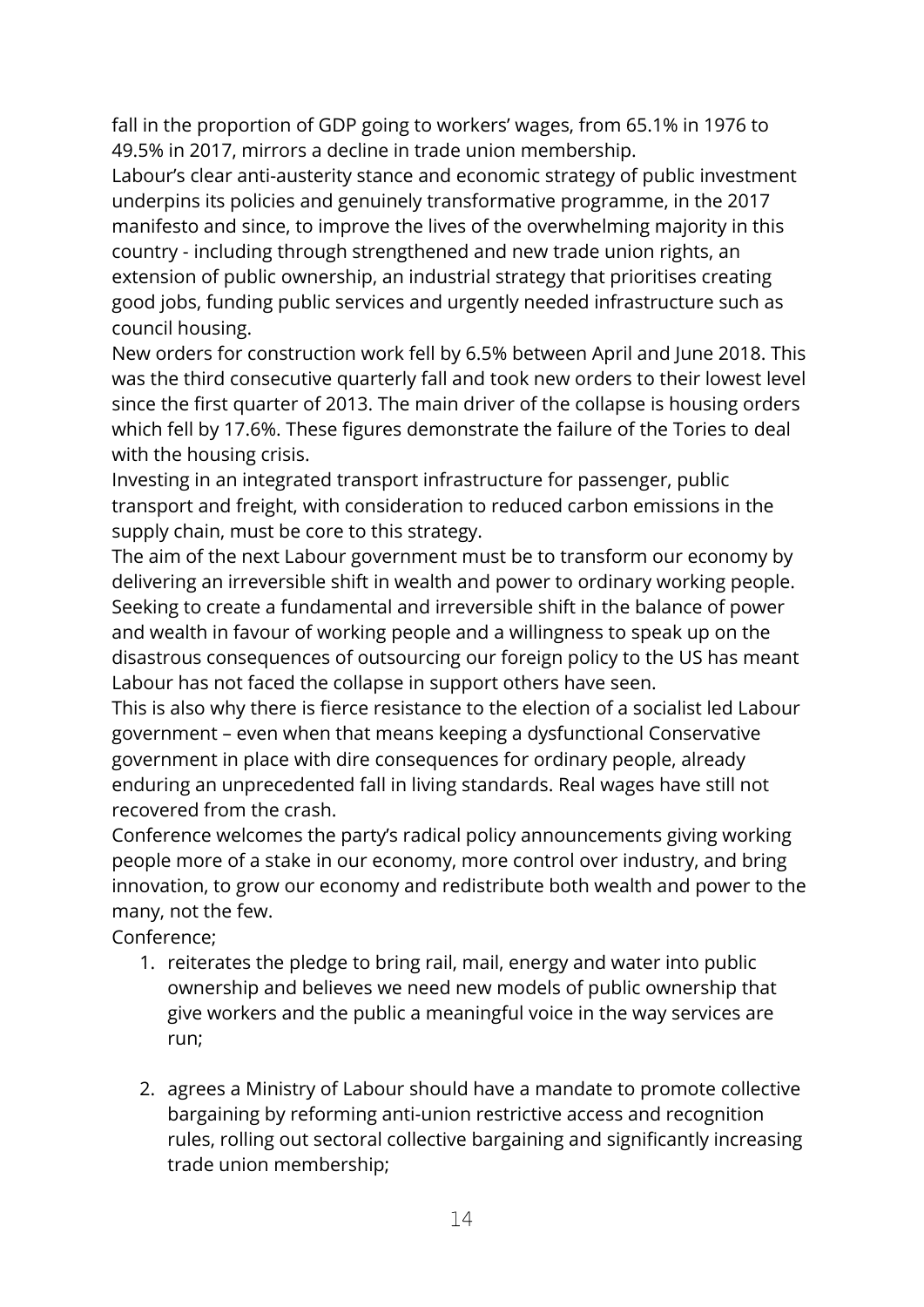fall in the proportion of GDP going to workers' wages, from 65.1% in 1976 to 49.5% in 2017, mirrors a decline in trade union membership.

Labour's clear anti-austerity stance and economic strategy of public investment underpins its policies and genuinely transformative programme, in the 2017 manifesto and since, to improve the lives of the overwhelming majority in this country - including through strengthened and new trade union rights, an extension of public ownership, an industrial strategy that prioritises creating good jobs, funding public services and urgently needed infrastructure such as council housing.

New orders for construction work fell by 6.5% between April and June 2018. This was the third consecutive quarterly fall and took new orders to their lowest level since the first quarter of 2013. The main driver of the collapse is housing orders which fell by 17.6%. These figures demonstrate the failure of the Tories to deal with the housing crisis.

Investing in an integrated transport infrastructure for passenger, public transport and freight, with consideration to reduced carbon emissions in the supply chain, must be core to this strategy.

The aim of the next Labour government must be to transform our economy by delivering an irreversible shift in wealth and power to ordinary working people. Seeking to create a fundamental and irreversible shift in the balance of power and wealth in favour of working people and a willingness to speak up on the disastrous consequences of outsourcing our foreign policy to the US has meant Labour has not faced the collapse in support others have seen.

This is also why there is fierce resistance to the election of a socialist led Labour government – even when that means keeping a dysfunctional Conservative government in place with dire consequences for ordinary people, already enduring an unprecedented fall in living standards. Real wages have still not recovered from the crash.

Conference welcomes the party's radical policy announcements giving working people more of a stake in our economy, more control over industry, and bring innovation, to grow our economy and redistribute both wealth and power to the many, not the few.

Conference;

1. reiterates the pledge to bring rail, mail, energy and water into public ownership and believes we need new models of public ownership that give workers and the public a meaningful voice in the way services are run;

2. agrees a Ministry of Labour should have a mandate to promote collective bargaining by reforming anti-union restrictive access and recognition rules, rolling out sectoral collective bargaining and significantly increasing trade union membership;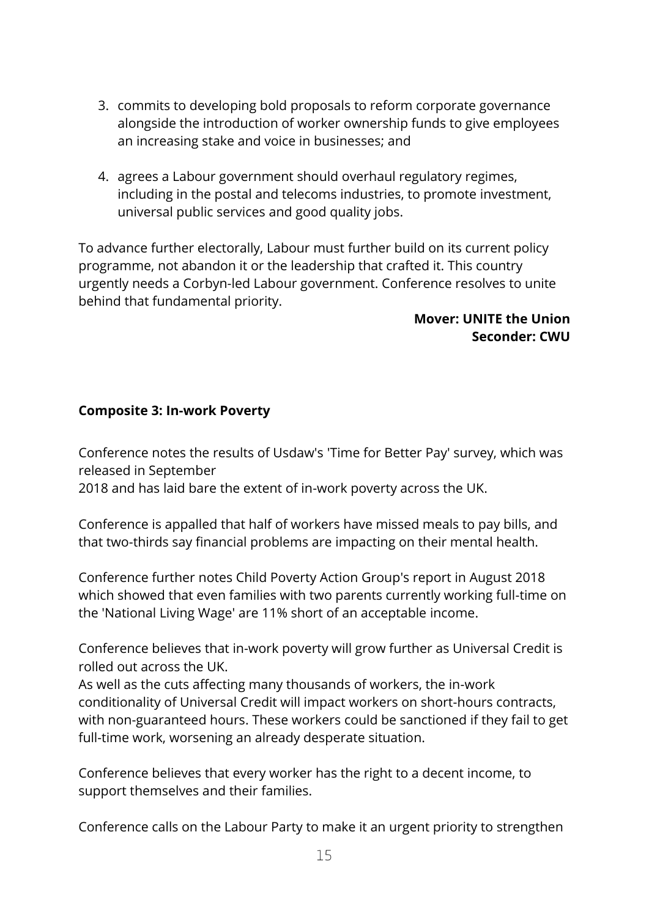3. commits to developing bold proposals to reform corporate governance alongside the introduction of worker ownership funds to give employees an increasing stake and voice in businesses; and

4. agrees a Labour government should overhaul regulatory regimes, including in the postal and telecoms industries, to promote investment, universal public services and good quality jobs.

To advance further electorally, Labour must further build on its current policy programme, not abandon it or the leadership that crafted it. This country urgently needs a Corbyn-led Labour government. Conference resolves to unite behind that fundamental priority.

**Mover: UNITE the Union**
**Seconder: CWU**

**Composite 3: In-work Poverty**

Conference notes the results of Usdaw's 'Time for Better Pay' survey, which was released in September
2018 and has laid bare the extent of in-work poverty across the UK.

Conference is appalled that half of workers have missed meals to pay bills, and that two-thirds say financial problems are impacting on their mental health.

Conference further notes Child Poverty Action Group's report in August 2018 which showed that even families with two parents currently working full-time on the 'National Living Wage' are 11% short of an acceptable income.

Conference believes that in-work poverty will grow further as Universal Credit is rolled out across the UK.
As well as the cuts affecting many thousands of workers, the in-work conditionality of Universal Credit will impact workers on short-hours contracts, with non-guaranteed hours. These workers could be sanctioned if they fail to get full-time work, worsening an already desperate situation.

Conference believes that every worker has the right to a decent income, to support themselves and their families.

Conference calls on the Labour Party to make it an urgent priority to strengthen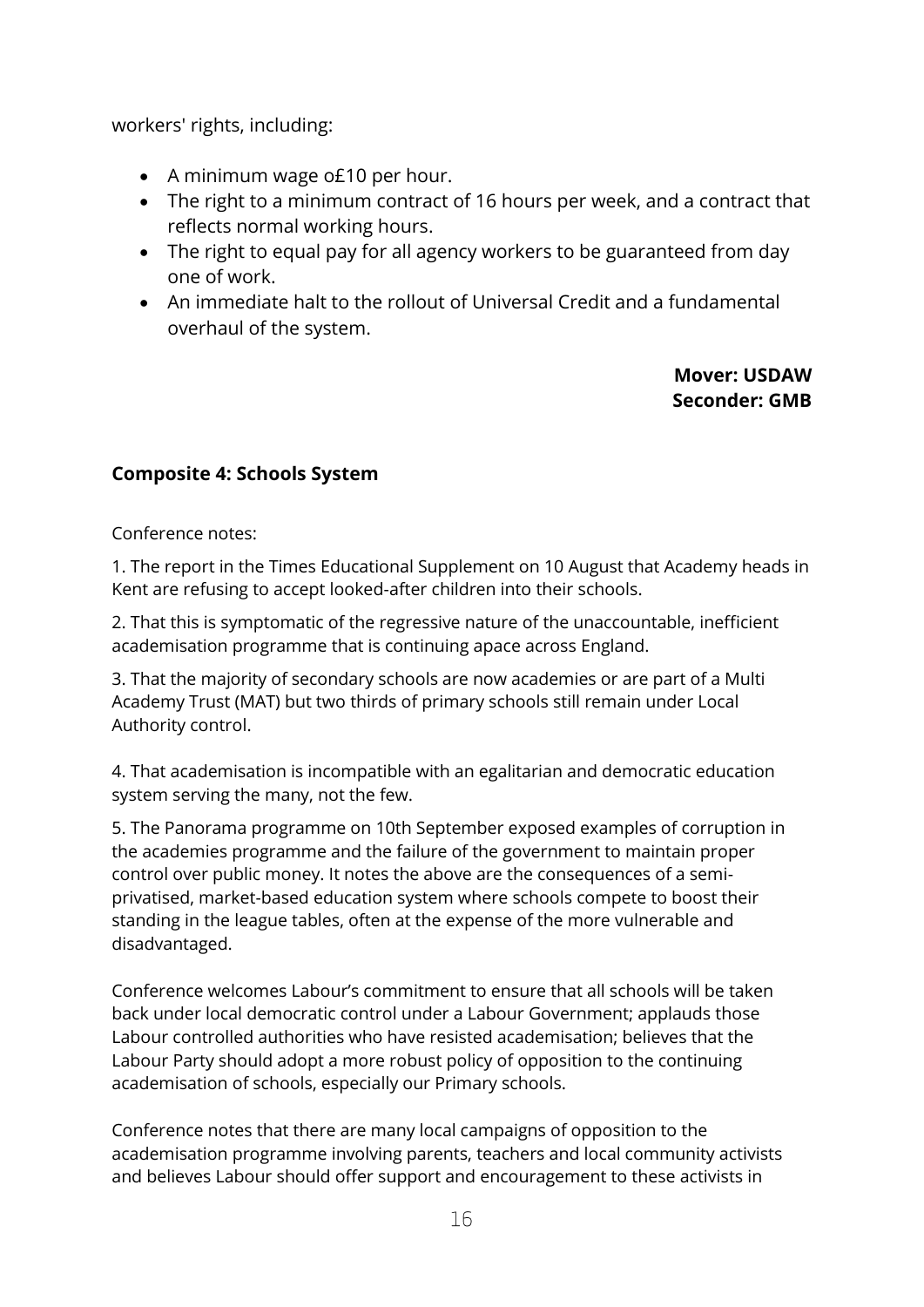workers' rights, including:

- A minimum wage o£10 per hour.
- The right to a minimum contract of 16 hours per week, and a contract that reflects normal working hours.
- The right to equal pay for all agency workers to be guaranteed from day one of work.
- An immediate halt to the rollout of Universal Credit and a fundamental overhaul of the system.

**Mover: USDAW**
**Seconder: GMB**

### Composite 4: Schools System

Conference notes:

1. The report in the Times Educational Supplement on 10 August that Academy heads in Kent are refusing to accept looked-after children into their schools.

2. That this is symptomatic of the regressive nature of the unaccountable, inefficient academisation programme that is continuing apace across England.

3. That the majority of secondary schools are now academies or are part of a Multi Academy Trust (MAT) but two thirds of primary schools still remain under Local Authority control.

4. That academisation is incompatible with an egalitarian and democratic education system serving the many, not the few.

5. The Panorama programme on 10th September exposed examples of corruption in the academies programme and the failure of the government to maintain proper control over public money. It notes the above are the consequences of a semi-privatised, market-based education system where schools compete to boost their standing in the league tables, often at the expense of the more vulnerable and disadvantaged.

Conference welcomes Labour's commitment to ensure that all schools will be taken back under local democratic control under a Labour Government; applauds those Labour controlled authorities who have resisted academisation; believes that the Labour Party should adopt a more robust policy of opposition to the continuing academisation of schools, especially our Primary schools.

Conference notes that there are many local campaigns of opposition to the academisation programme involving parents, teachers and local community activists and believes Labour should offer support and encouragement to these activists in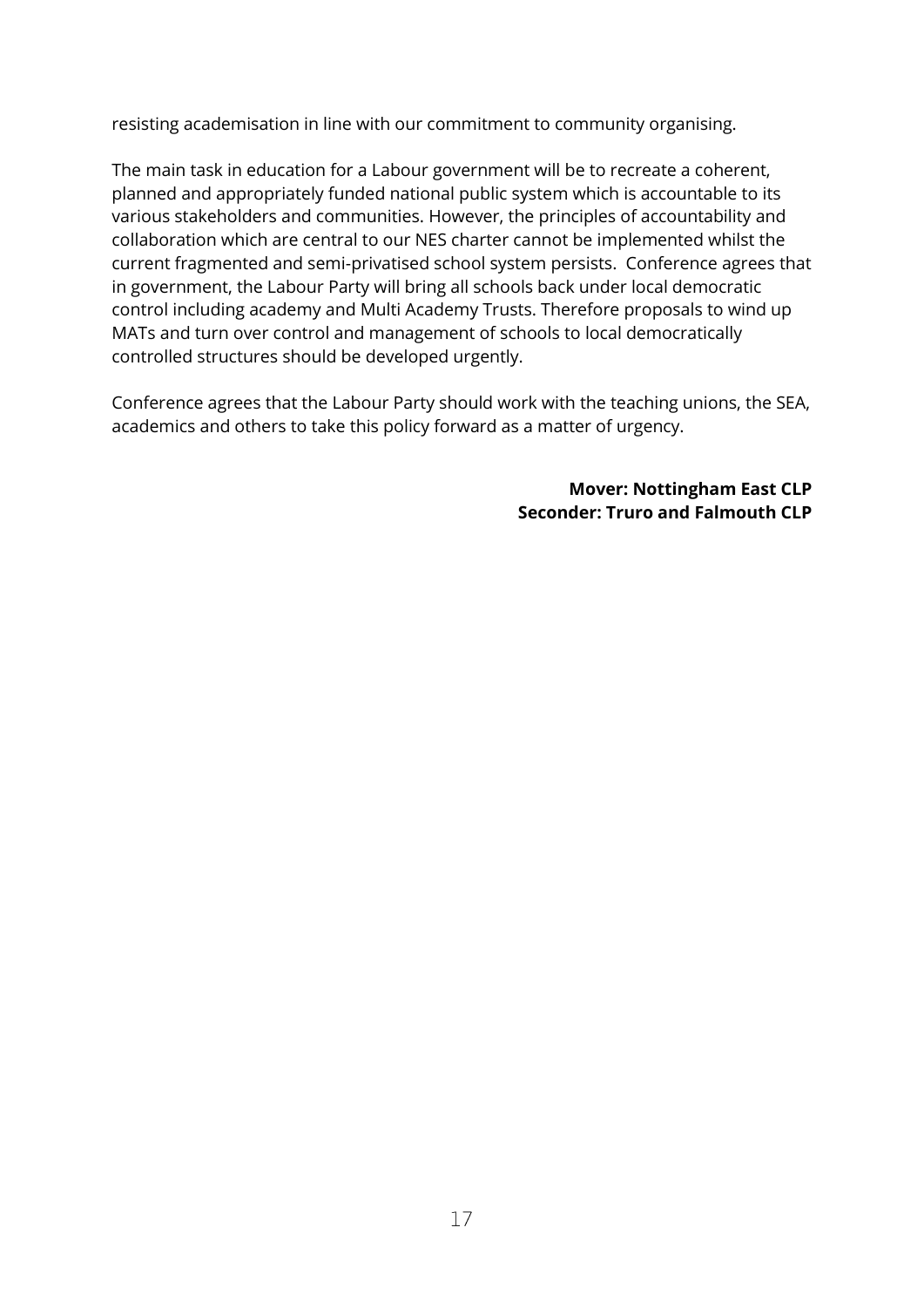resisting academisation in line with our commitment to community organising.

The main task in education for a Labour government will be to recreate a coherent, planned and appropriately funded national public system which is accountable to its various stakeholders and communities. However, the principles of accountability and collaboration which are central to our NES charter cannot be implemented whilst the current fragmented and semi-privatised school system persists. Conference agrees that in government, the Labour Party will bring all schools back under local democratic control including academy and Multi Academy Trusts. Therefore proposals to wind up MATs and turn over control and management of schools to local democratically controlled structures should be developed urgently.

Conference agrees that the Labour Party should work with the teaching unions, the SEA, academics and others to take this policy forward as a matter of urgency.

**Mover: Nottingham East CLP**
**Seconder: Truro and Falmouth CLP**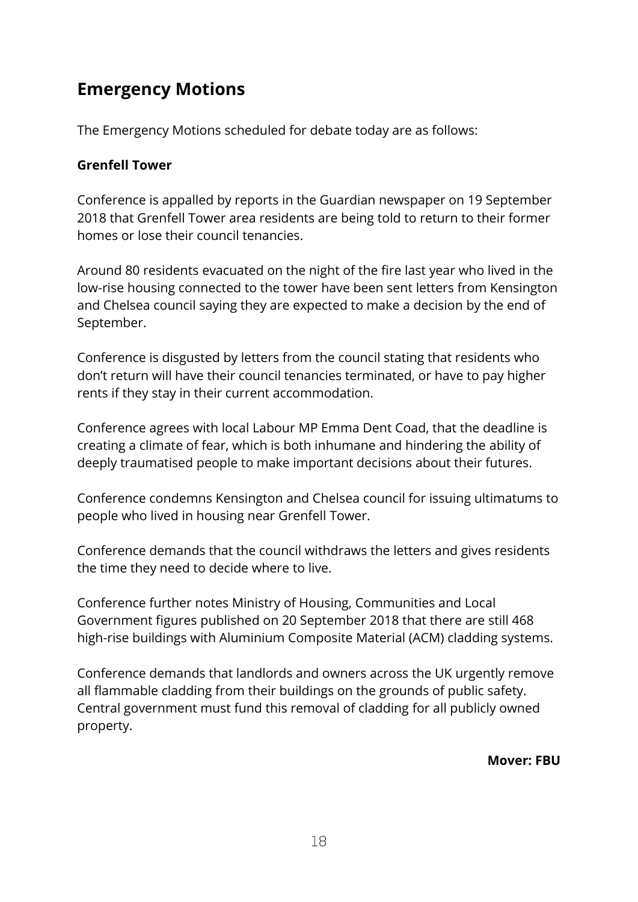## Emergency Motions

The Emergency Motions scheduled for debate today are as follows:

**Grenfell Tower**

Conference is appalled by reports in the Guardian newspaper on 19 September 2018 that Grenfell Tower area residents are being told to return to their former homes or lose their council tenancies.

Around 80 residents evacuated on the night of the fire last year who lived in the low-rise housing connected to the tower have been sent letters from Kensington and Chelsea council saying they are expected to make a decision by the end of September.

Conference is disgusted by letters from the council stating that residents who don't return will have their council tenancies terminated, or have to pay higher rents if they stay in their current accommodation.

Conference agrees with local Labour MP Emma Dent Coad, that the deadline is creating a climate of fear, which is both inhumane and hindering the ability of deeply traumatised people to make important decisions about their futures.

Conference condemns Kensington and Chelsea council for issuing ultimatums to people who lived in housing near Grenfell Tower.

Conference demands that the council withdraws the letters and gives residents the time they need to decide where to live.

Conference further notes Ministry of Housing, Communities and Local Government figures published on 20 September 2018 that there are still 468 high-rise buildings with Aluminium Composite Material (ACM) cladding systems.

Conference demands that landlords and owners across the UK urgently remove all flammable cladding from their buildings on the grounds of public safety. Central government must fund this removal of cladding for all publicly owned property.

**Mover: FBU**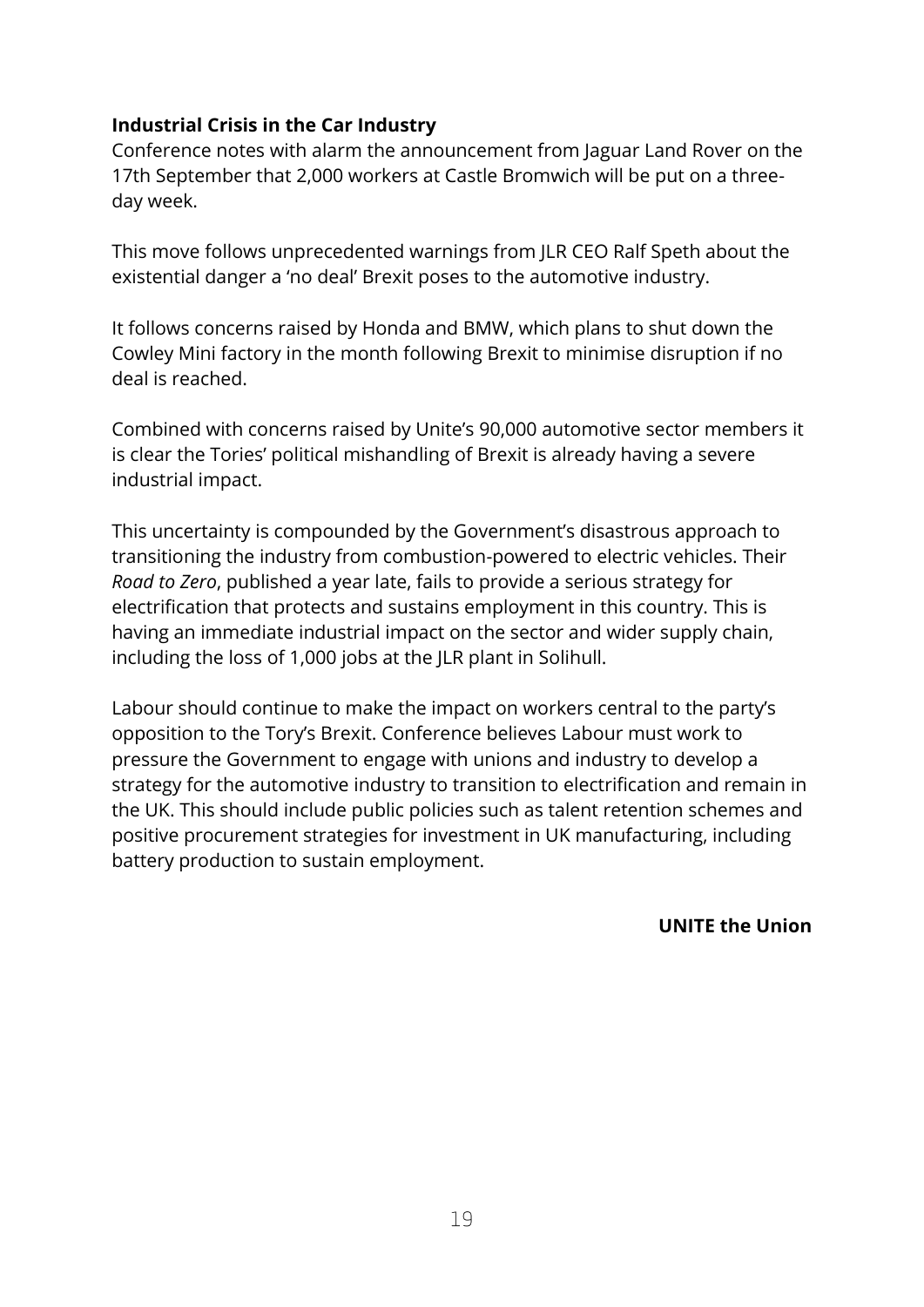**Industrial Crisis in the Car Industry**

Conference notes with alarm the announcement from Jaguar Land Rover on the 17th September that 2,000 workers at Castle Bromwich will be put on a three-day week.

This move follows unprecedented warnings from JLR CEO Ralf Speth about the existential danger a 'no deal' Brexit poses to the automotive industry.

It follows concerns raised by Honda and BMW, which plans to shut down the Cowley Mini factory in the month following Brexit to minimise disruption if no deal is reached.

Combined with concerns raised by Unite's 90,000 automotive sector members it is clear the Tories' political mishandling of Brexit is already having a severe industrial impact.

This uncertainty is compounded by the Government's disastrous approach to transitioning the industry from combustion-powered to electric vehicles. Their *Road to Zero*, published a year late, fails to provide a serious strategy for electrification that protects and sustains employment in this country. This is having an immediate industrial impact on the sector and wider supply chain, including the loss of 1,000 jobs at the JLR plant in Solihull.

Labour should continue to make the impact on workers central to the party's opposition to the Tory's Brexit. Conference believes Labour must work to pressure the Government to engage with unions and industry to develop a strategy for the automotive industry to transition to electrification and remain in the UK. This should include public policies such as talent retention schemes and positive procurement strategies for investment in UK manufacturing, including battery production to sustain employment.

**UNITE the Union**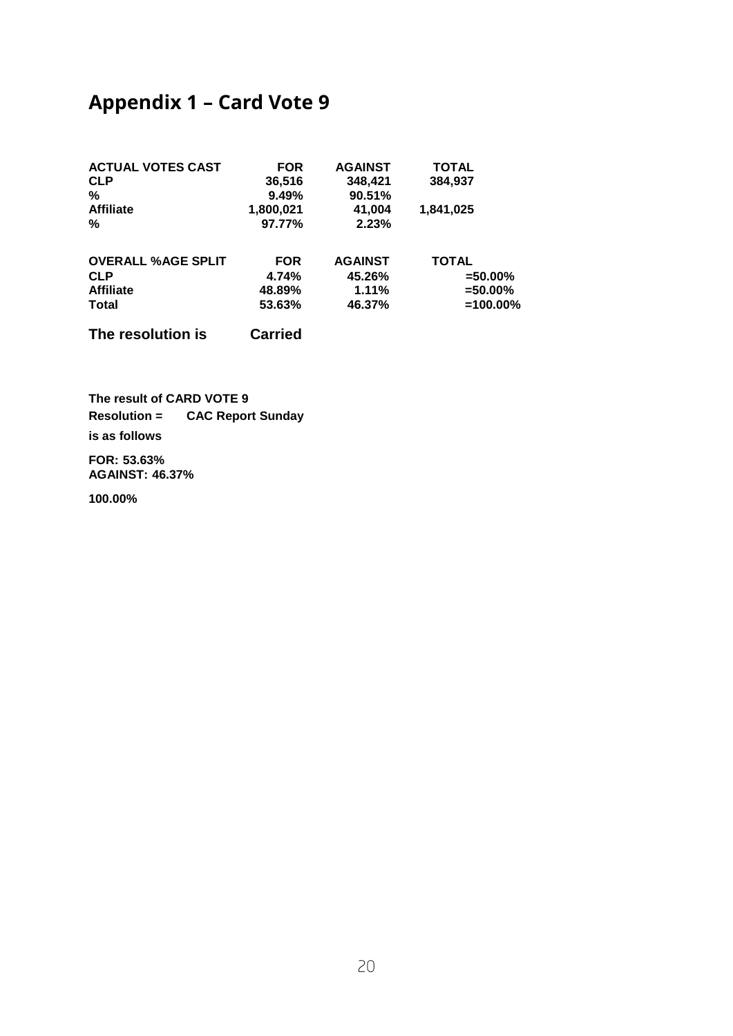## Appendix 1 – Card Vote 9

| ACTUAL VOTES CAST | FOR | AGAINST | TOTAL |
|---|---|---|---|
| CLP | 36,516 | 348,421 | 384,937 |
| % | 9.49% | 90.51% | |
| Affiliate | 1,800,021 | 41,004 | 1,841,025 |
| % | 97.77% | 2.23% | |

| OVERALL %AGE SPLIT | FOR | AGAINST | TOTAL |
|---|---|---|---|
| CLP | 4.74% | 45.26% | =50.00% |
| Affiliate | 48.89% | 1.11% | =50.00% |
| Total | 53.63% | 46.37% | =100.00% |

**The resolution is Carried**

**The result of CARD VOTE 9**

**Resolution = CAC Report Sunday**

**is as follows**

**FOR: 53.63%**
**AGAINST: 46.37%**

**100.00%**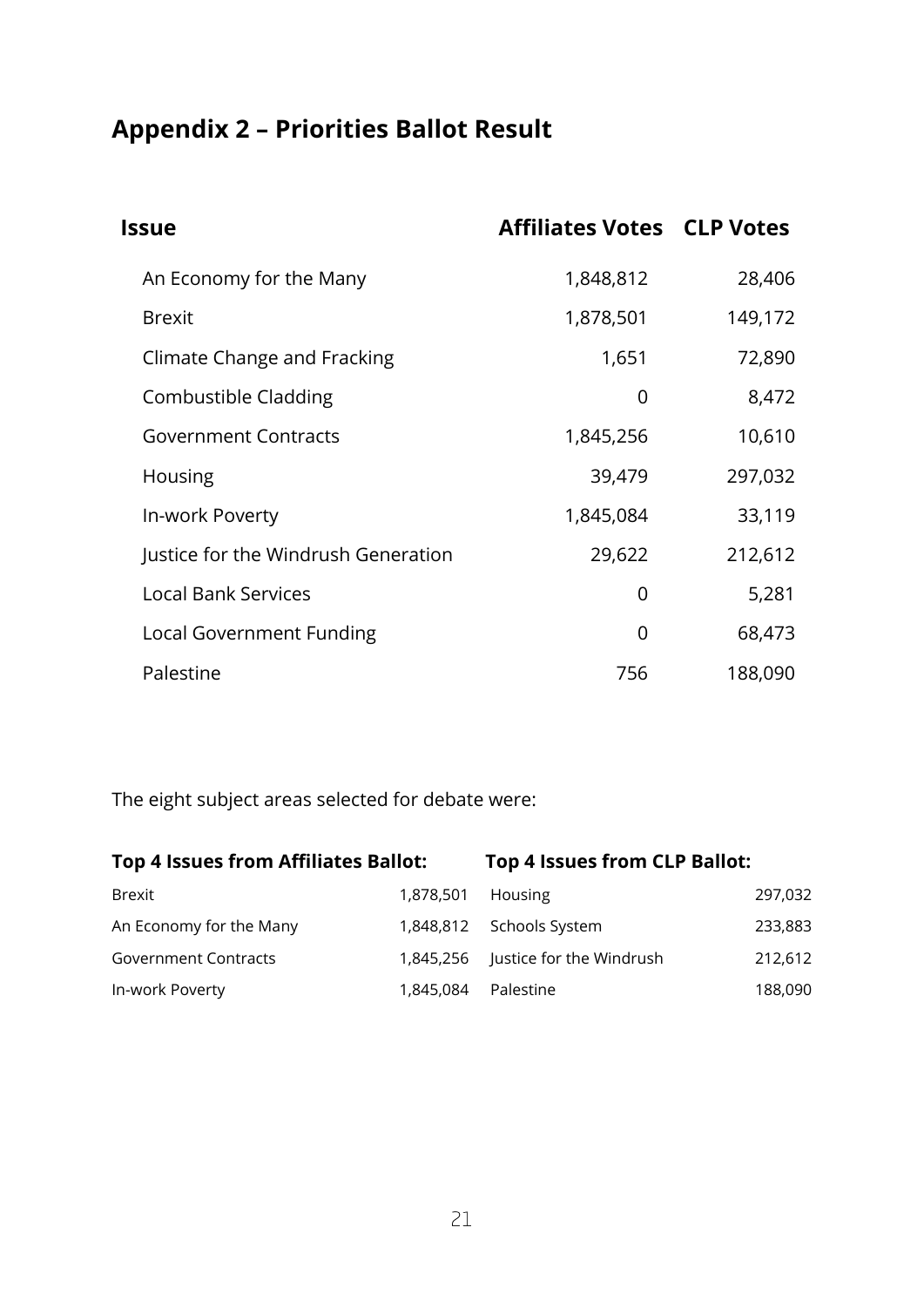## Appendix 2 – Priorities Ballot Result

| Issue | Affiliates Votes | CLP Votes |
|---|---|---|
| An Economy for the Many | 1,848,812 | 28,406 |
| Brexit | 1,878,501 | 149,172 |
| Climate Change and Fracking | 1,651 | 72,890 |
| Combustible Cladding | 0 | 8,472 |
| Government Contracts | 1,845,256 | 10,610 |
| Housing | 39,479 | 297,032 |
| In-work Poverty | 1,845,084 | 33,119 |
| Justice for the Windrush Generation | 29,622 | 212,612 |
| Local Bank Services | 0 | 5,281 |
| Local Government Funding | 0 | 68,473 |
| Palestine | 756 | 188,090 |

The eight subject areas selected for debate were:

| Top 4 Issues from Affiliates Ballot: | | Top 4 Issues from CLP Ballot: | |
|---|---|---|---|
| Brexit | 1,878,501 | Housing | 297,032 |
| An Economy for the Many | 1,848,812 | Schools System | 233,883 |
| Government Contracts | 1,845,256 | Justice for the Windrush | 212,612 |
| In-work Poverty | 1,845,084 | Palestine | 188,090 |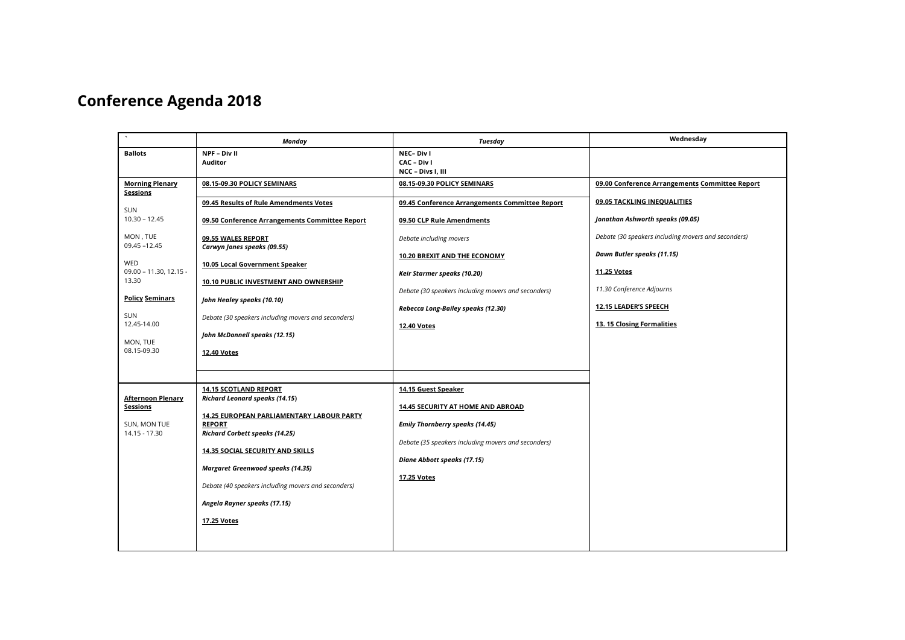# Conference Agenda 2018

| ` | *Monday* | *Tuesday* | Wednesday |
| --- | --- | --- | --- |
| **Ballots** | **NPF – Div II**<br>**Auditor** | **NEC– Div I**<br>**CAC – Div I**<br>**NCC – Divs I, III** | |
| **Morning Plenary Sessions**<br><br>SUN<br>10.30 – 12.45<br><br>MON , TUE<br>09.45 –12.45<br><br>WED<br>09.00 – 11.30, 12.15 - 13.30<br><br>**Policy Seminars**<br><br>SUN<br>12.45-14.00<br><br>MON, TUE<br>08.15-09.30 | **08.15-09.30 POLICY SEMINARS**<br><br>**09.45 Results of Rule Amendments Votes**<br><br>**09.50 Conference Arrangements Committee Report**<br><br>**09.55 WALES REPORT**<br>***Carwyn Jones speaks (09.55)***<br><br>**10.05 Local Government Speaker**<br><br>**10.10 PUBLIC INVESTMENT AND OWNERSHIP**<br><br>***John Healey speaks (10.10)***<br><br>*Debate (30 speakers including movers and seconders)*<br><br>***John McDonnell speaks (12.15)***<br><br>**12.40 Votes** | **08.15-09.30 POLICY SEMINARS**<br><br>**09.45 Conference Arrangements Committee Report**<br><br>**09.50 CLP Rule Amendments**<br><br>*Debate including movers*<br><br>**10.20 BREXIT AND THE ECONOMY**<br><br>***Keir Starmer speaks (10.20)***<br><br>*Debate (30 speakers including movers and seconders)*<br><br>***Rebecca Long-Bailey speaks (12.30)***<br><br>**12.40 Votes** | **09.00 Conference Arrangements Committee Report**<br><br>**09.05 TACKLING INEQUALITIES**<br><br>***Jonathan Ashworth speaks (09.05)***<br><br>*Debate (30 speakers including movers and seconders)*<br><br>***Dawn Butler speaks (11.15)***<br><br>**11.25 Votes**<br><br>*11.30 Conference Adjourns*<br><br>**12.15 LEADER'S SPEECH**<br><br>**13. 15 Closing Formalities** |
| **Afternoon Plenary Sessions**<br><br>SUN, MON TUE<br>14.15 - 17.30 | **14.15 SCOTLAND REPORT**<br>***Richard Leonard speaks (14.15)***<br><br>**14.25 EUROPEAN PARLIAMENTARY LABOUR PARTY REPORT**<br>***Richard Corbett speaks (14.25)***<br><br>**14.35 SOCIAL SECURITY AND SKILLS**<br><br>***Margaret Greenwood speaks (14.35)***<br><br>*Debate (40 speakers including movers and seconders)*<br><br>***Angela Rayner speaks (17.15)***<br><br>**17.25 Votes** | **14.15 Guest Speaker**<br><br>**14.45 SECURITY AT HOME AND ABROAD**<br><br>***Emily Thornberry speaks (14.45)***<br><br>*Debate (35 speakers including movers and seconders)*<br><br>***Diane Abbott speaks (17.15)***<br><br>**17.25 Votes** | |